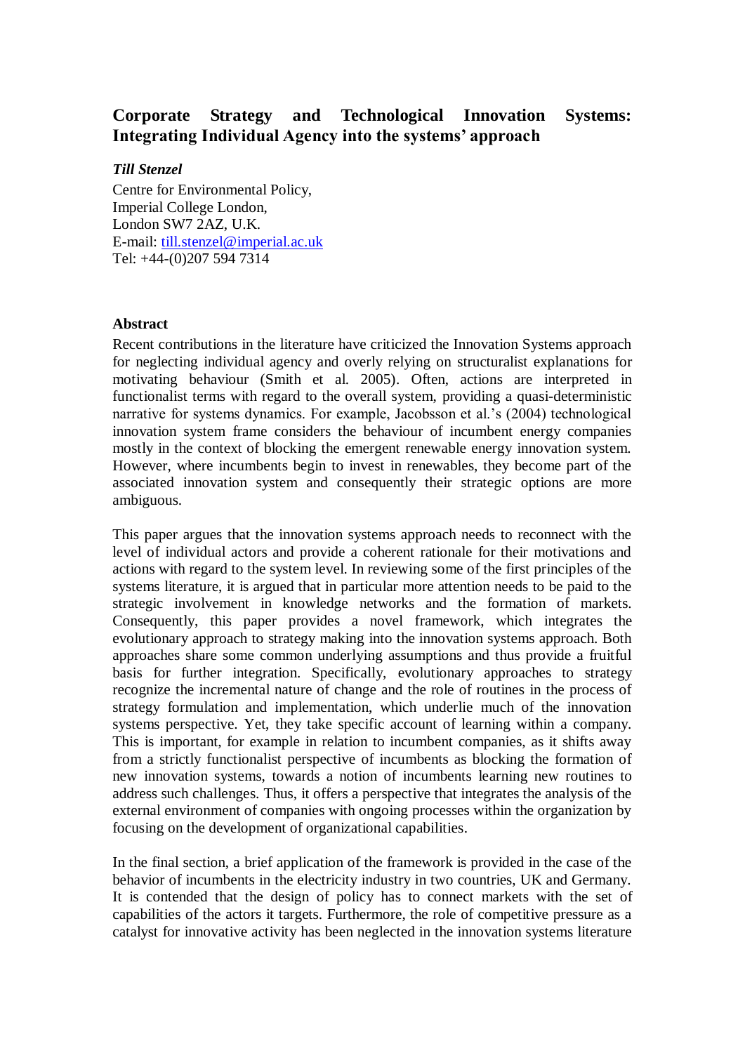# Corporate Strategy and Technological Innovation Systems: Integrating Individual Agency into the systems' approach

***Till Stenzel***

Centre for Environmental Policy,
Imperial College London,
London SW7 2AZ, U.K.
E-mail: till.stenzel@imperial.ac.uk
Tel: +44-(0)207 594 7314

## Abstract

Recent contributions in the literature have criticized the Innovation Systems approach for neglecting individual agency and overly relying on structuralist explanations for motivating behaviour (Smith et al. 2005). Often, actions are interpreted in functionalist terms with regard to the overall system, providing a quasi-deterministic narrative for systems dynamics. For example, Jacobsson et al.'s (2004) technological innovation system frame considers the behaviour of incumbent energy companies mostly in the context of blocking the emergent renewable energy innovation system. However, where incumbents begin to invest in renewables, they become part of the associated innovation system and consequently their strategic options are more ambiguous.

This paper argues that the innovation systems approach needs to reconnect with the level of individual actors and provide a coherent rationale for their motivations and actions with regard to the system level. In reviewing some of the first principles of the systems literature, it is argued that in particular more attention needs to be paid to the strategic involvement in knowledge networks and the formation of markets. Consequently, this paper provides a novel framework, which integrates the evolutionary approach to strategy making into the innovation systems approach. Both approaches share some common underlying assumptions and thus provide a fruitful basis for further integration. Specifically, evolutionary approaches to strategy recognize the incremental nature of change and the role of routines in the process of strategy formulation and implementation, which underlie much of the innovation systems perspective. Yet, they take specific account of learning within a company. This is important, for example in relation to incumbent companies, as it shifts away from a strictly functionalist perspective of incumbents as blocking the formation of new innovation systems, towards a notion of incumbents learning new routines to address such challenges. Thus, it offers a perspective that integrates the analysis of the external environment of companies with ongoing processes within the organization by focusing on the development of organizational capabilities.

In the final section, a brief application of the framework is provided in the case of the behavior of incumbents in the electricity industry in two countries, UK and Germany. It is contended that the design of policy has to connect markets with the set of capabilities of the actors it targets. Furthermore, the role of competitive pressure as a catalyst for innovative activity has been neglected in the innovation systems literature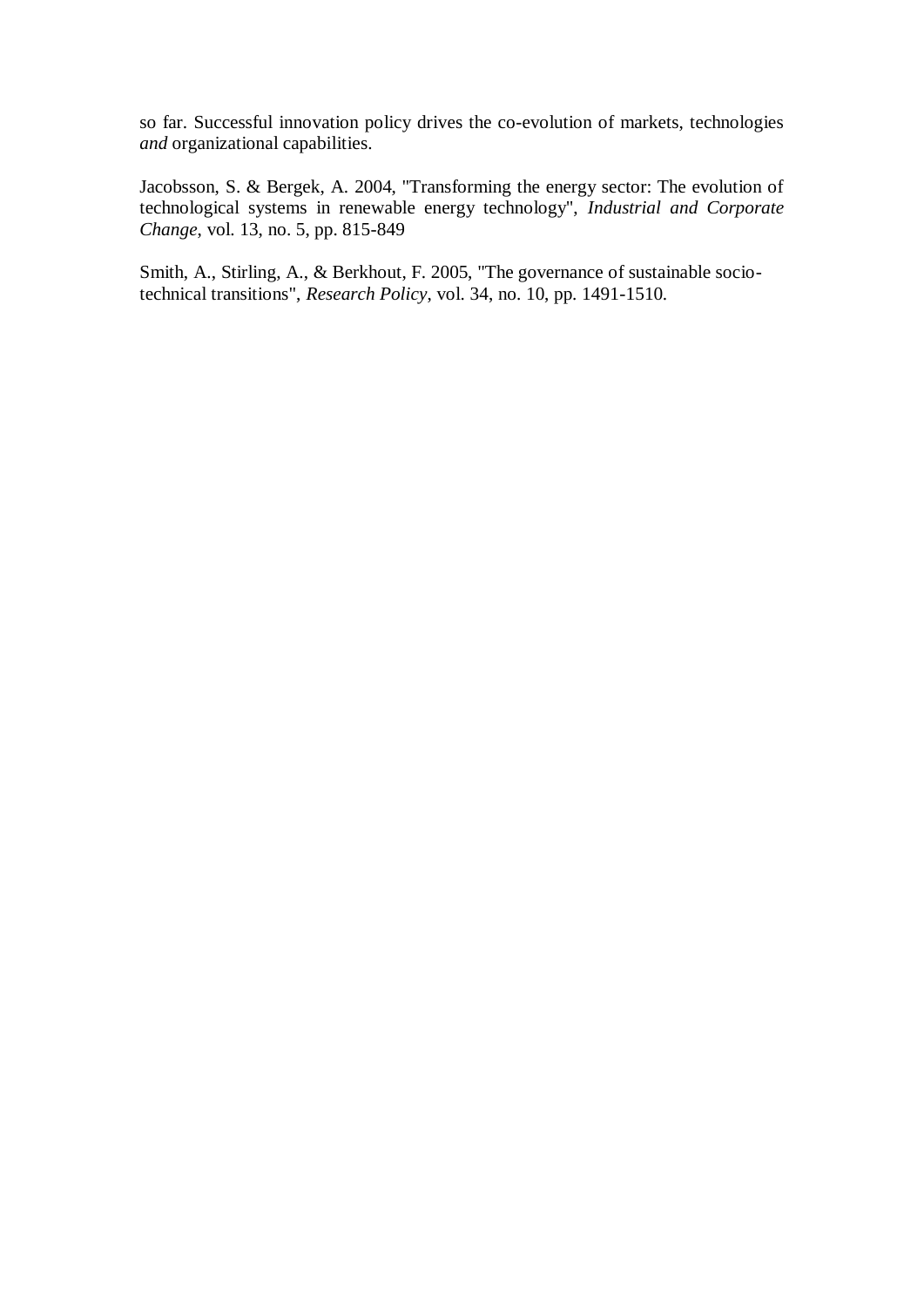so far. Successful innovation policy drives the co-evolution of markets, technologies *and* organizational capabilities.

Jacobsson, S. & Bergek, A. 2004, "Transforming the energy sector: The evolution of technological systems in renewable energy technology", *Industrial and Corporate Change*, vol. 13, no. 5, pp. 815-849

Smith, A., Stirling, A., & Berkhout, F. 2005, "The governance of sustainable socio-technical transitions", *Research Policy*, vol. 34, no. 10, pp. 1491-1510.